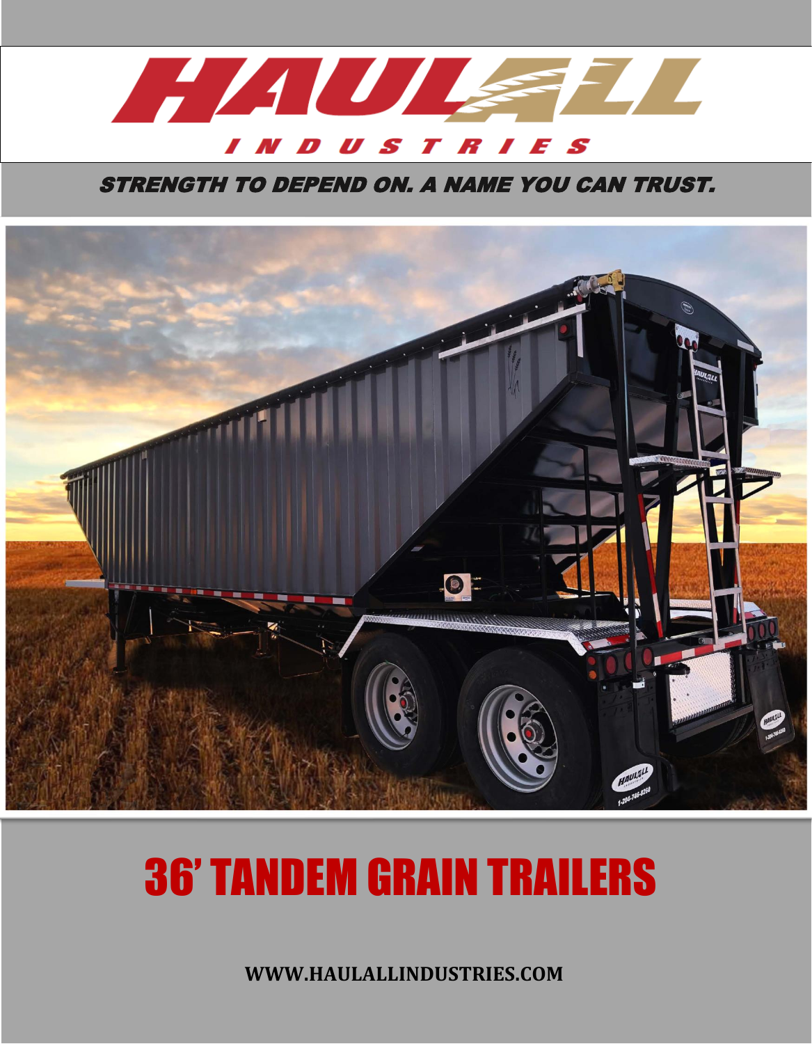# HAULALL INDUSTRIES

*STRENGTH TO DEPEND ON. A NAME YOU CAN TRUST.*

# 36' TANDEM GRAIN TRAILERS

**WWW.HAULALLINDUSTRIES.COM**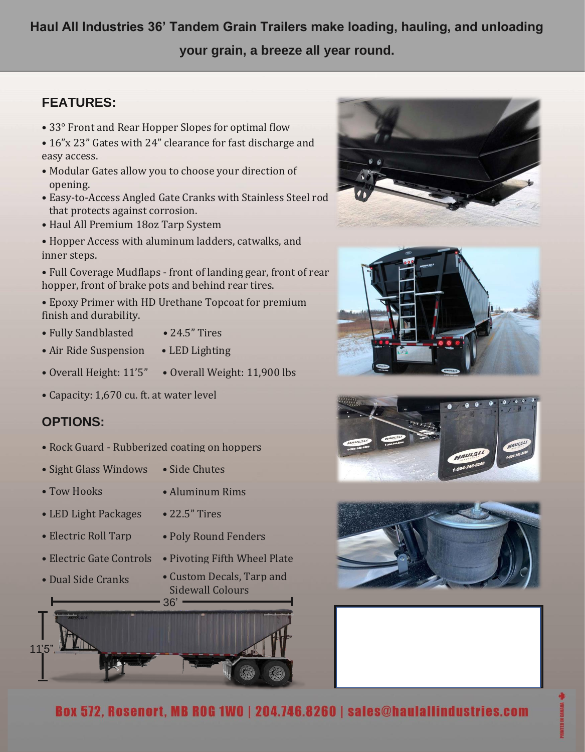**Haul All Industries 36' Tandem Grain Trailers make loading, hauling, and unloading your grain, a breeze all year round.**

## FEATURES:

- 33° Front and Rear Hopper Slopes for optimal flow
- 16"x 23" Gates with 24" clearance for fast discharge and easy access.
- Modular Gates allow you to choose your direction of opening.
- Easy-to-Access Angled Gate Cranks with Stainless Steel rod that protects against corrosion.
- Haul All Premium 18oz Tarp System
- Hopper Access with aluminum ladders, catwalks, and inner steps.
- Full Coverage Mudflaps - front of landing gear, front of rear hopper, front of brake pots and behind rear tires.
- Epoxy Primer with HD Urethane Topcoat for premium finish and durability.
- Fully Sandblasted
- 24.5" Tires
- Air Ride Suspension
- LED Lighting
- Overall Height: 11'5"
- Overall Weight: 11,900 lbs
- Capacity: 1,670 cu. ft. at water level

## OPTIONS:

- Rock Guard - Rubberized coating on hoppers
- Sight Glass Windows
- Side Chutes
- Tow Hooks
- Aluminum Rims
- LED Light Packages
- 22.5" Tires
- Electric Roll Tarp
- Poly Round Fenders
- Electric Gate Controls
- Pivoting Fifth Wheel Plate
- Dual Side Cranks
- Custom Decals, Tarp and Sidewall Colours

36'

11'5"

**Box 572, Rosenort, MB R0G 1W0 | 204.746.8260 | sales@haulallindustries.com**

PRINTED IN CANADA